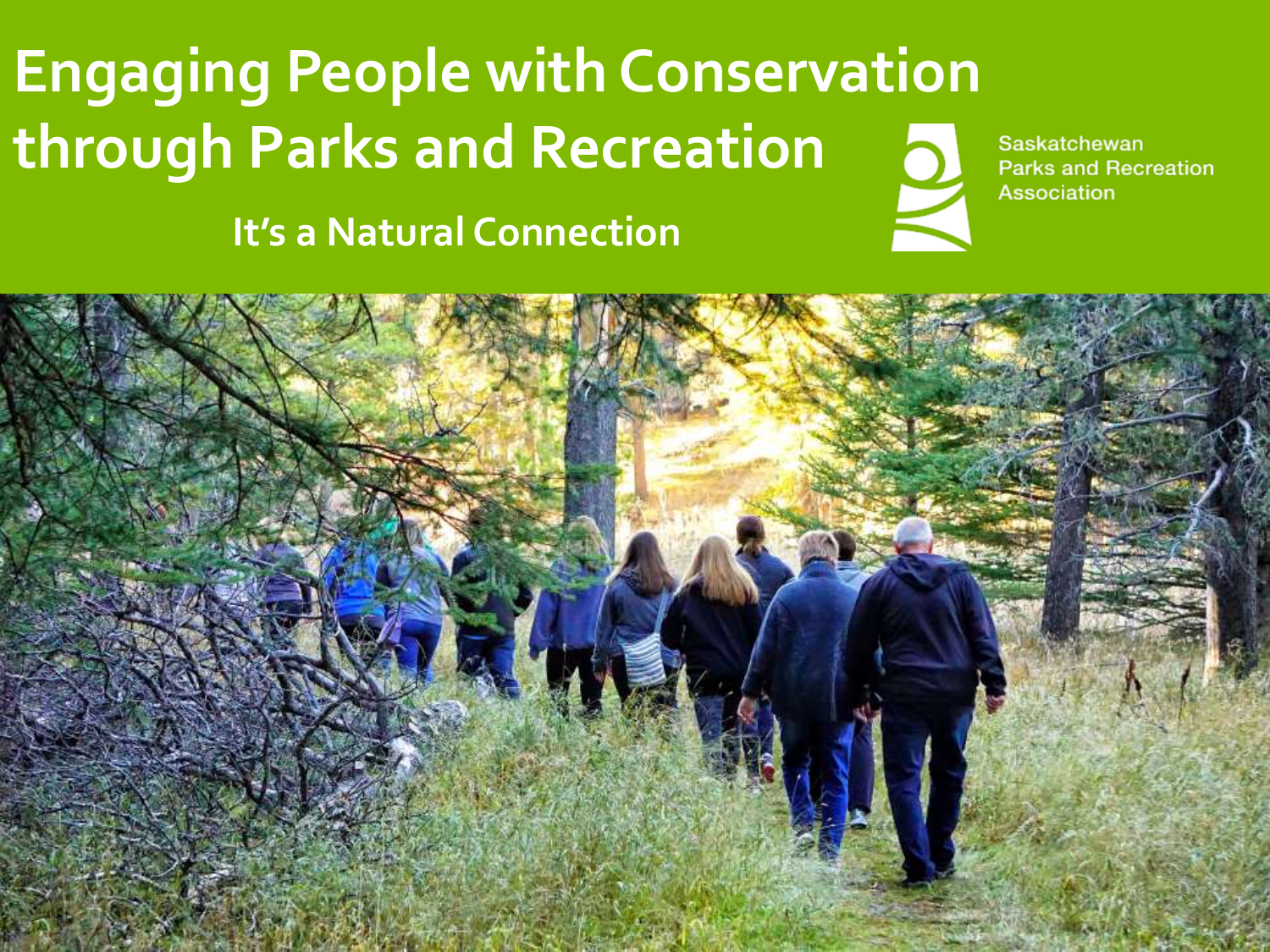# Engaging People with Conservation through Parks and Recreation

**It's a Natural Connection**

Saskatchewan Parks and Recreation Association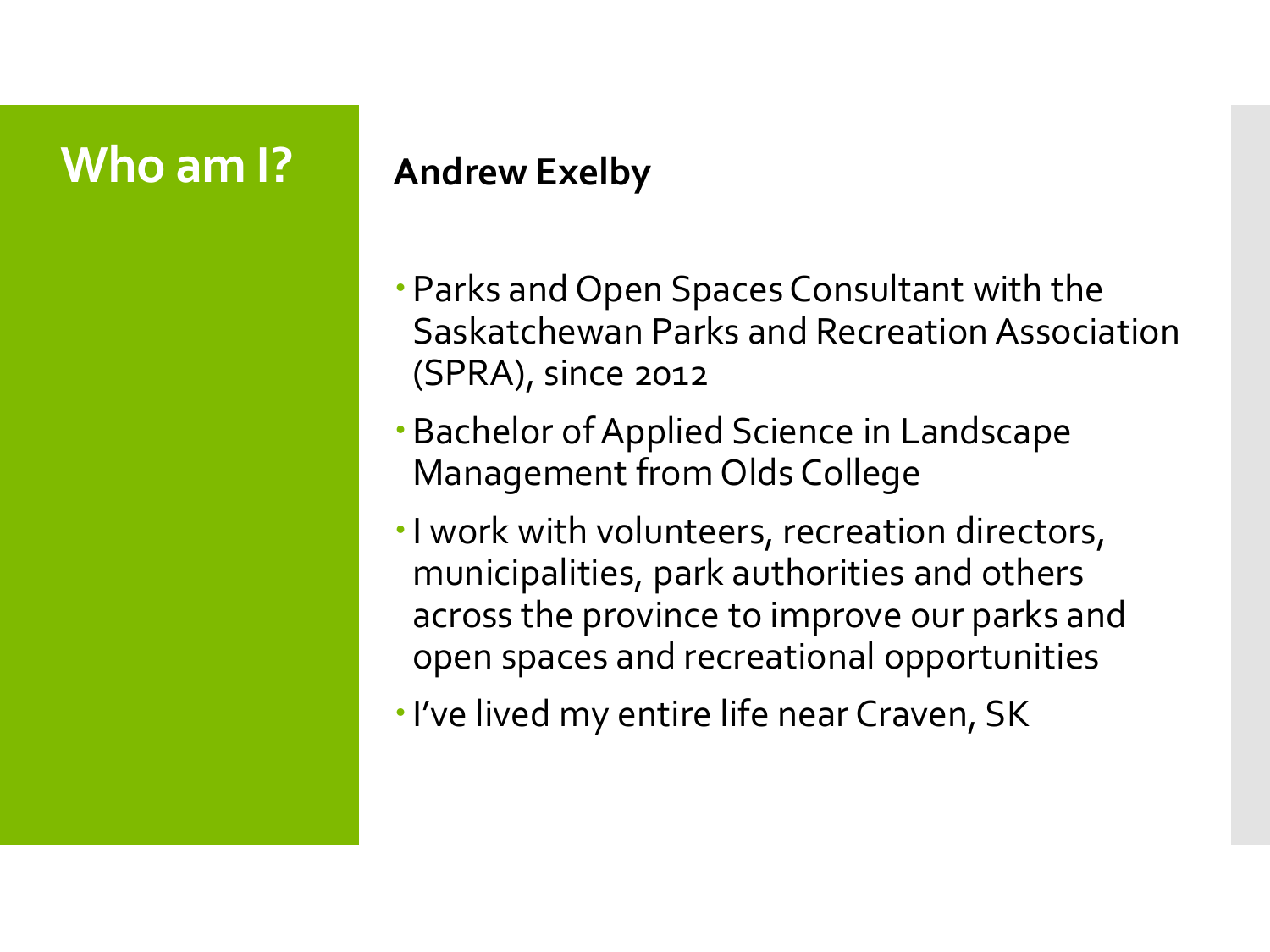# Who am I?

**Andrew Exelby**

- Parks and Open Spaces Consultant with the Saskatchewan Parks and Recreation Association (SPRA), since 2012
- Bachelor of Applied Science in Landscape Management from Olds College
- I work with volunteers, recreation directors, municipalities, park authorities and others across the province to improve our parks and open spaces and recreational opportunities
- I've lived my entire life near Craven, SK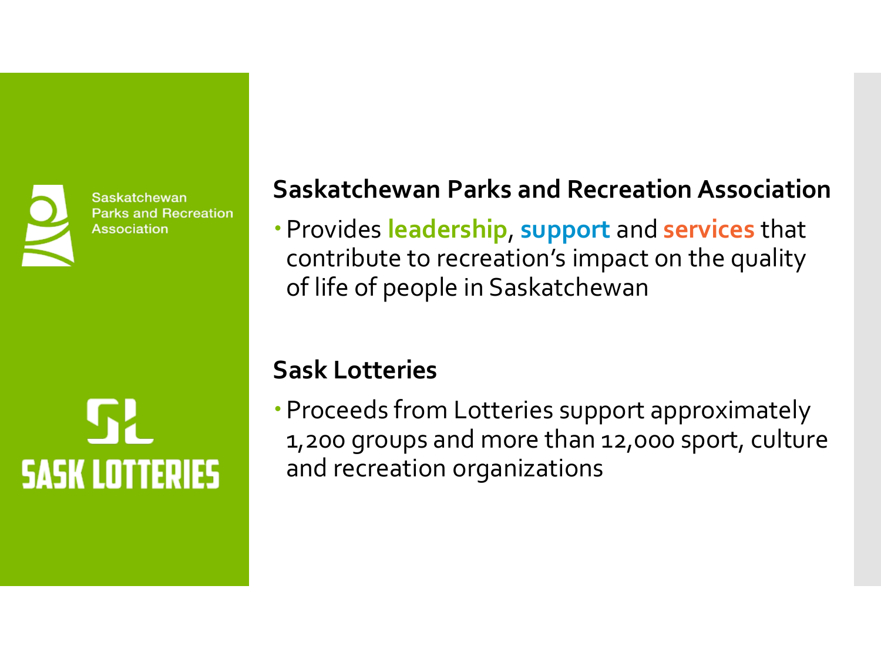Saskatchewan Parks and Recreation Association

SASK LOTTERIES

## Saskatchewan Parks and Recreation Association

- Provides **leadership**, **support** and **services** that contribute to recreation's impact on the quality of life of people in Saskatchewan

## Sask Lotteries

- Proceeds from Lotteries support approximately 1,200 groups and more than 12,000 sport, culture and recreation organizations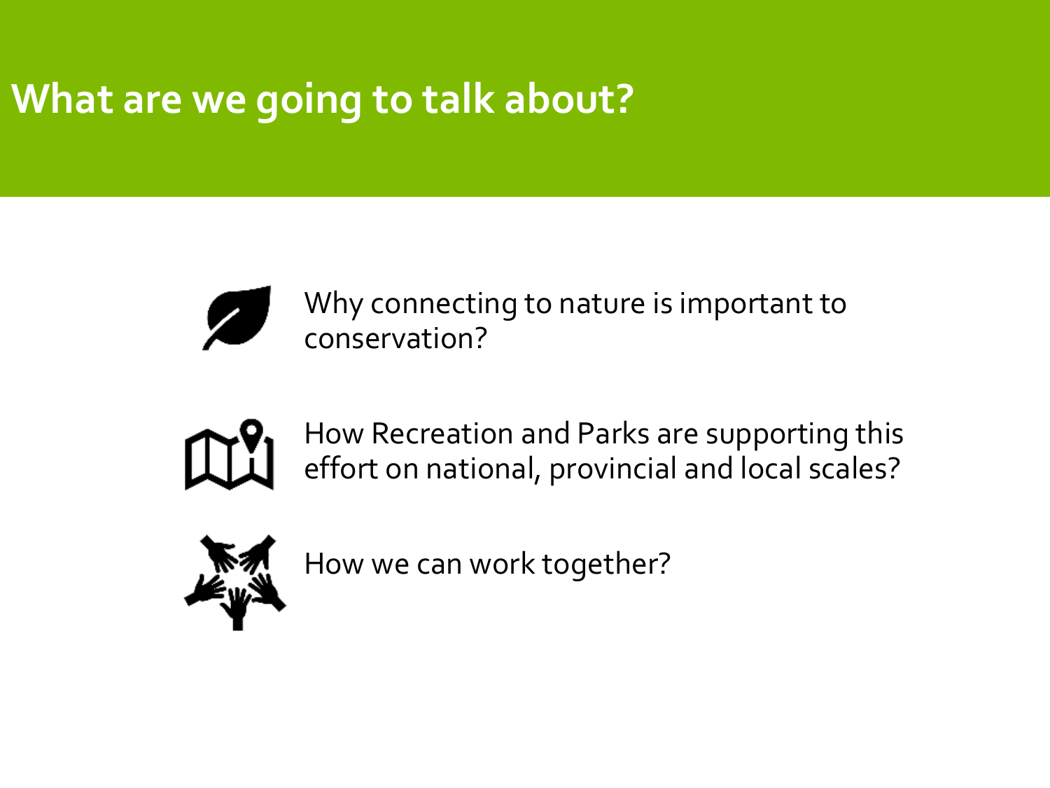# What are we going to talk about?

- Why connecting to nature is important to conservation?
- How Recreation and Parks are supporting this effort on national, provincial and local scales?
- How we can work together?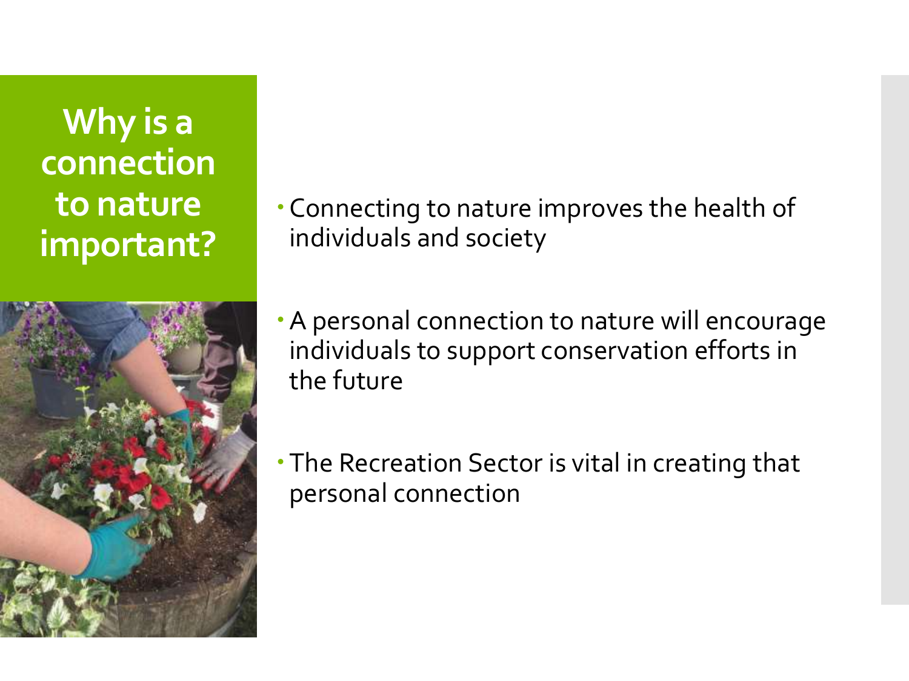# Why is a connection to nature important?

- Connecting to nature improves the health of individuals and society
- A personal connection to nature will encourage individuals to support conservation efforts in the future
- The Recreation Sector is vital in creating that personal connection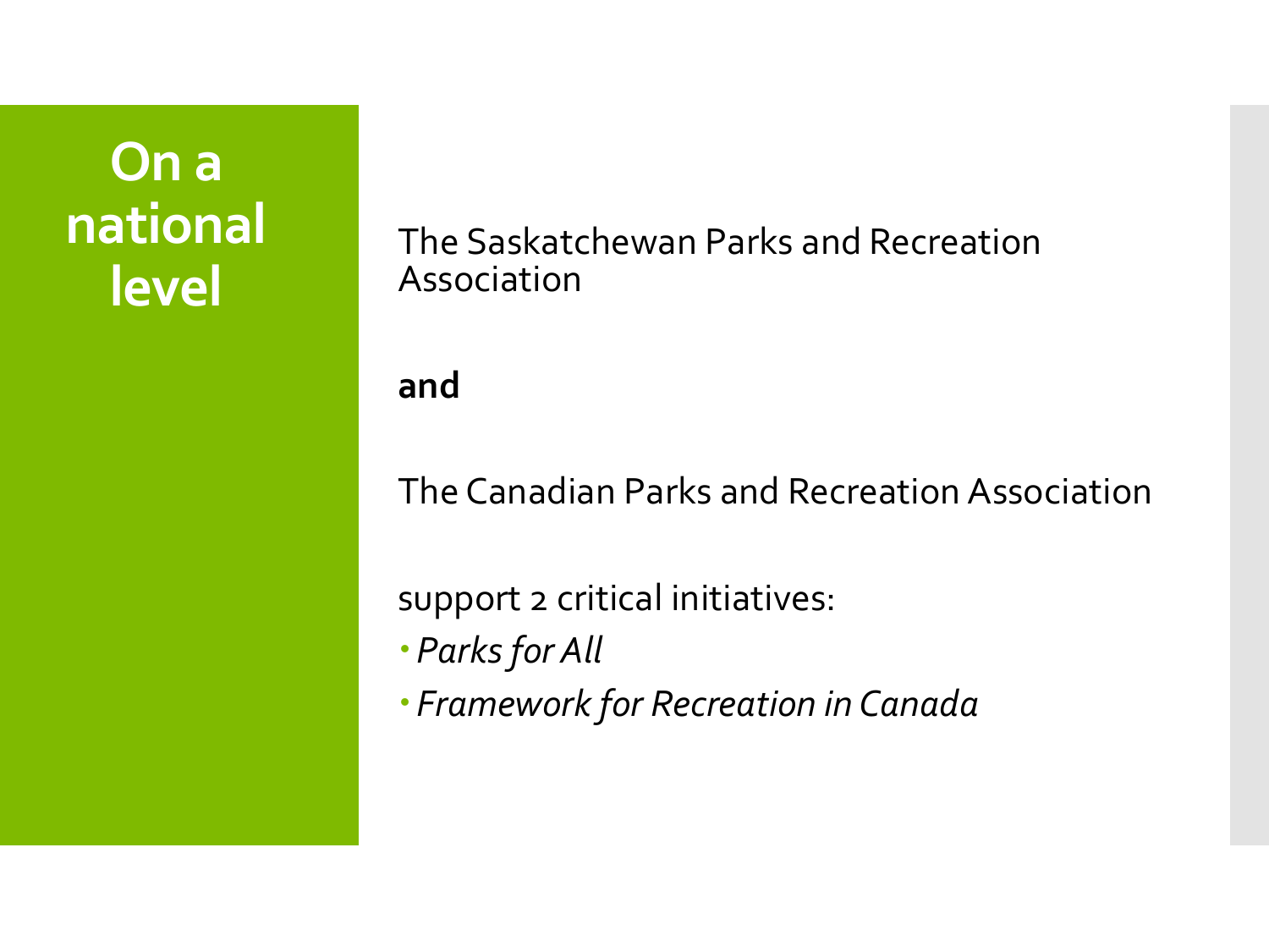# On a national level

The Saskatchewan Parks and Recreation Association

**and**

The Canadian Parks and Recreation Association

support 2 critical initiatives:

- *Parks for All*
- *Framework for Recreation in Canada*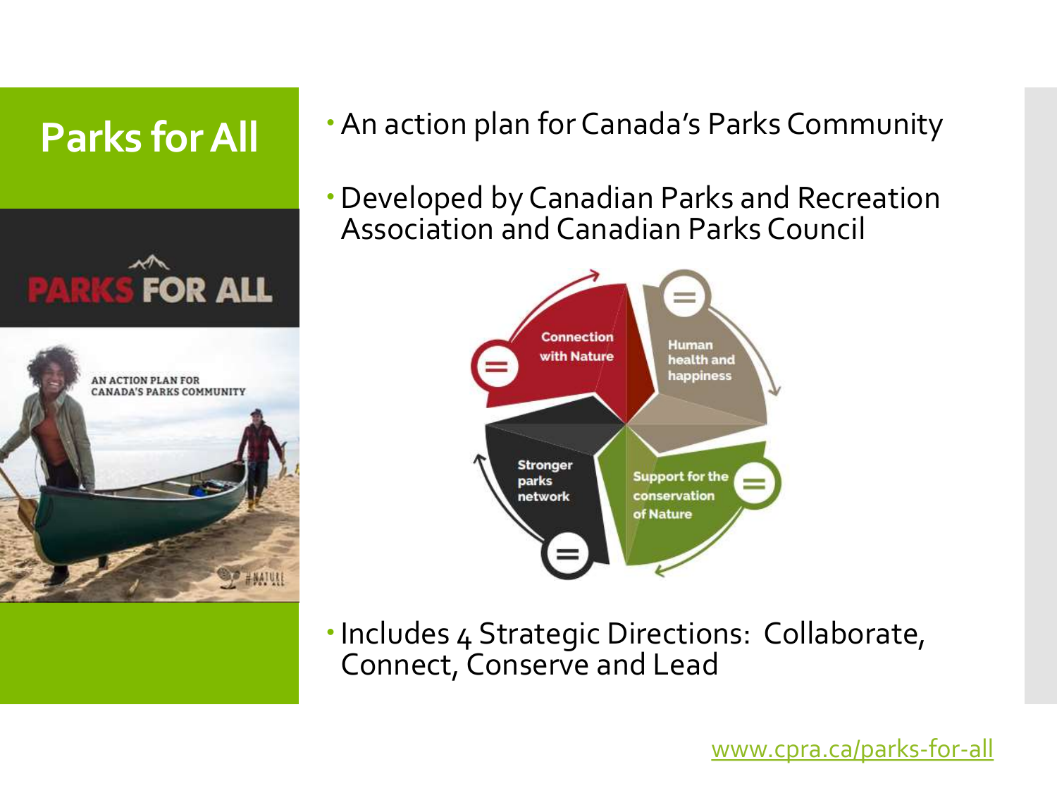# Parks for All

- An action plan for Canada's Parks Community
- Developed by Canadian Parks and Recreation Association and Canadian Parks Council
- Includes 4 Strategic Directions: Collaborate, Connect, Conserve and Lead

www.cpra.ca/parks-for-all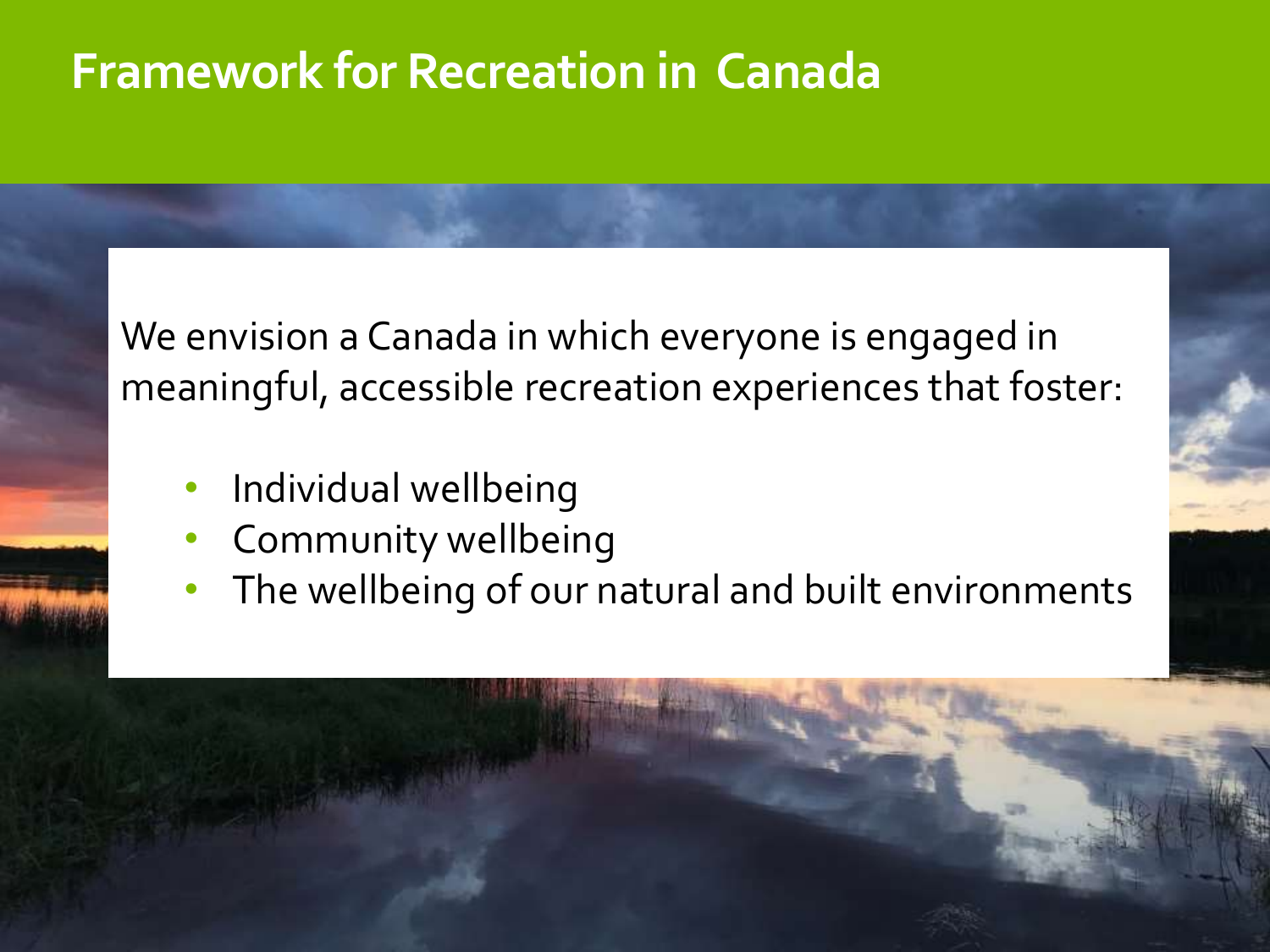# Framework for Recreation in Canada

We envision a Canada in which everyone is engaged in meaningful, accessible recreation experiences that foster:

- Individual wellbeing
- Community wellbeing
- The wellbeing of our natural and built environments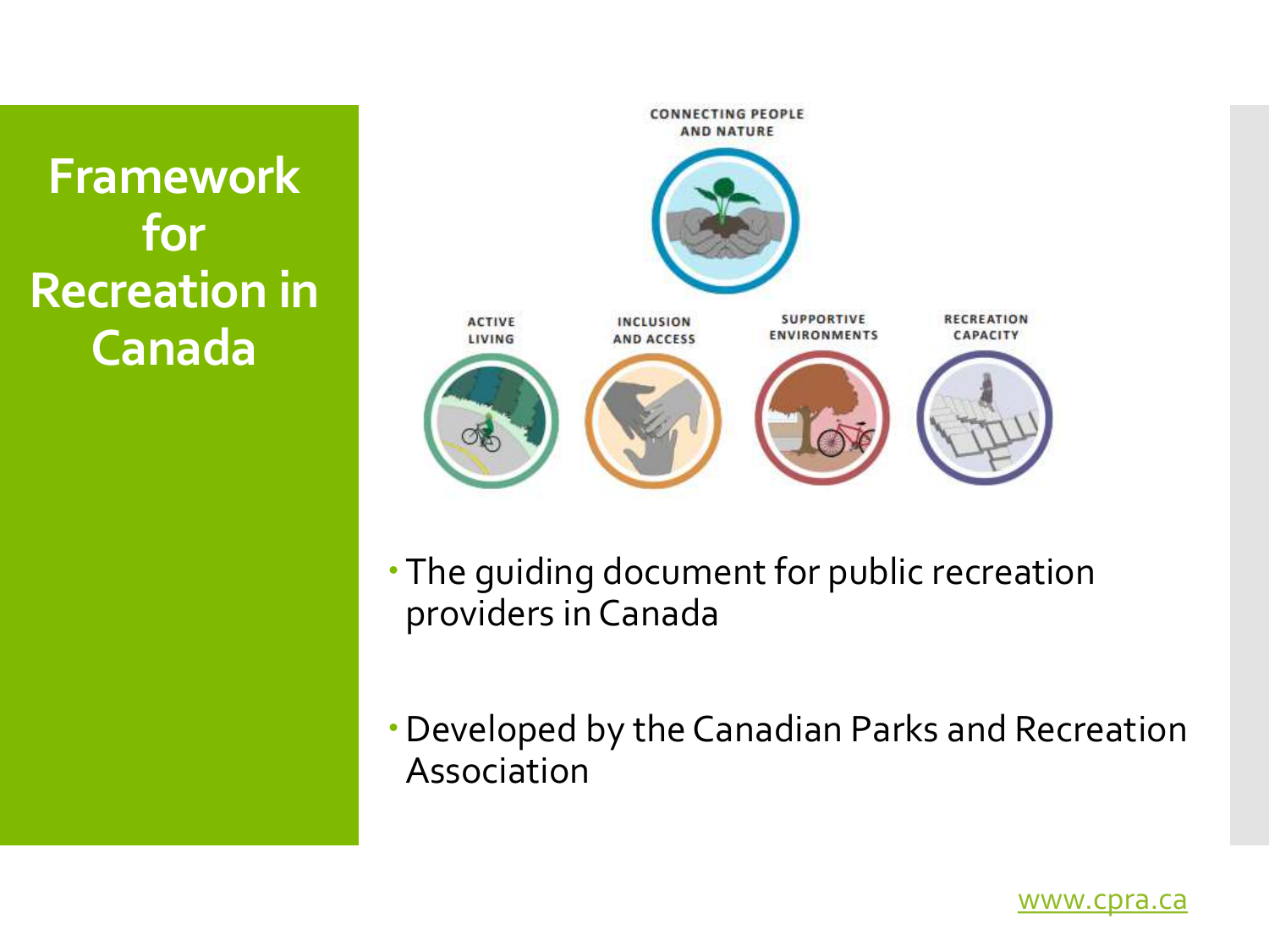# Framework for Recreation in Canada

CONNECTING PEOPLE AND NATURE

ACTIVE LIVING

INCLUSION AND ACCESS

SUPPORTIVE ENVIRONMENTS

RECREATION CAPACITY

- The guiding document for public recreation providers in Canada
- Developed by the Canadian Parks and Recreation Association

www.cpra.ca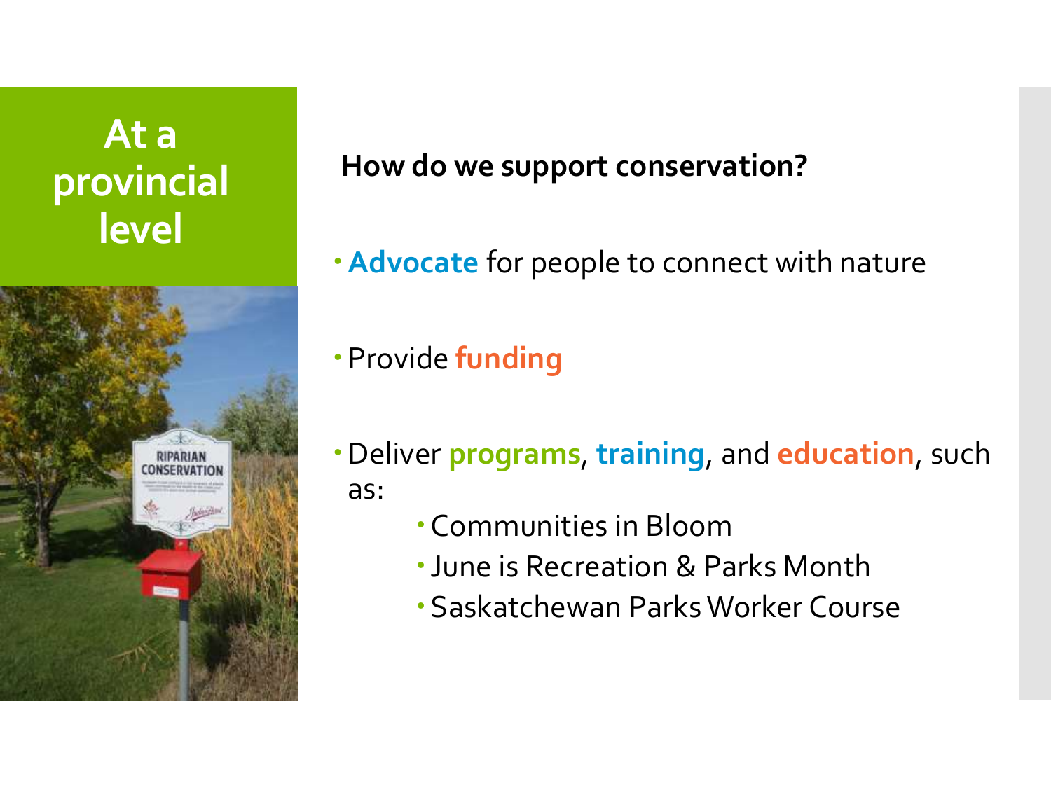# At a provincial level

**How do we support conservation?**

- **Advocate** for people to connect with nature
- Provide **funding**
- Deliver **programs**, **training**, and **education**, such as:
  - Communities in Bloom
  - June is Recreation & Parks Month
  - Saskatchewan Parks Worker Course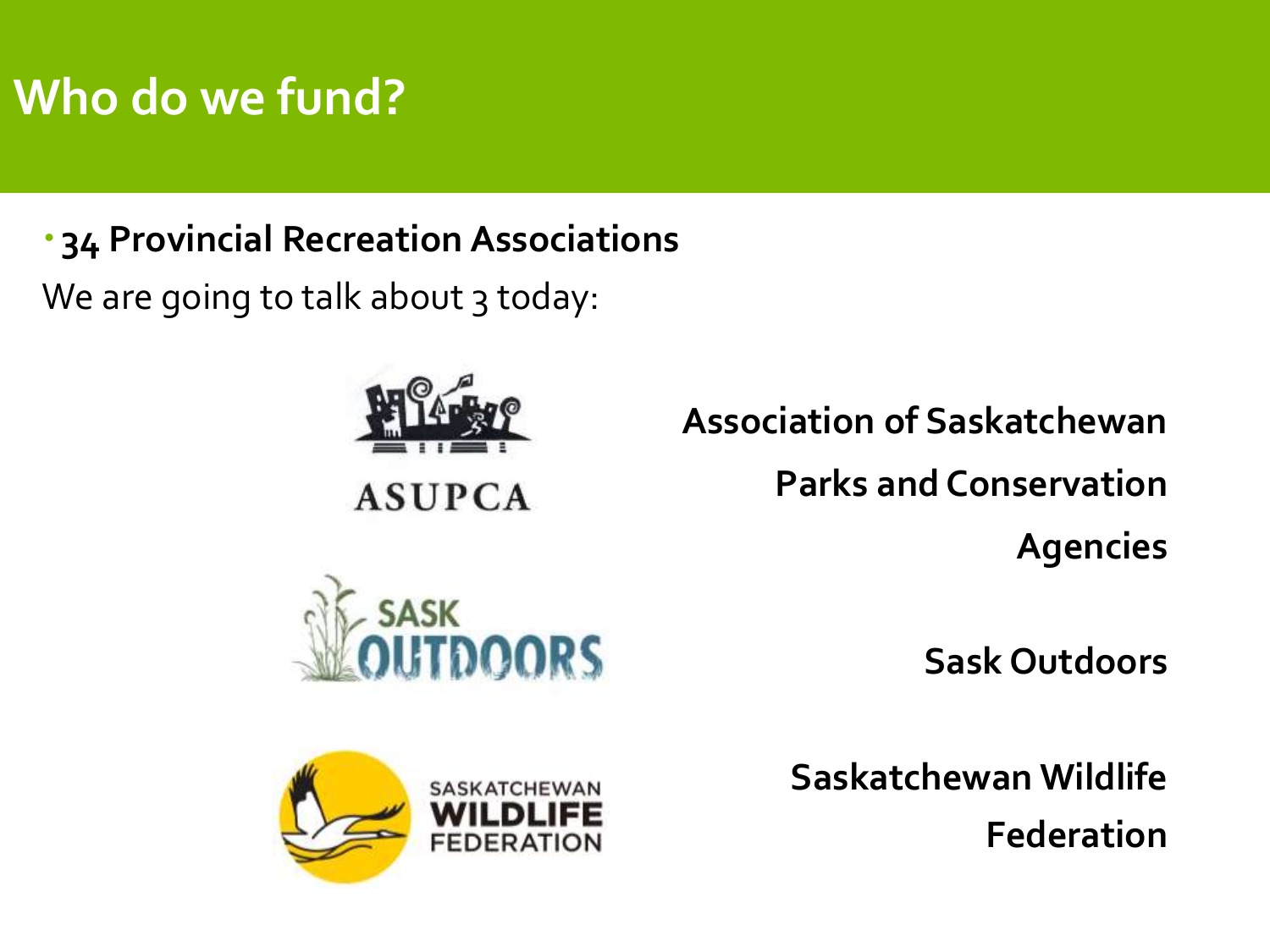# Who do we fund?

- **34 Provincial Recreation Associations**

We are going to talk about 3 today:

**Association of Saskatchewan Parks and Conservation Agencies**

**Sask Outdoors**

**Saskatchewan Wildlife Federation**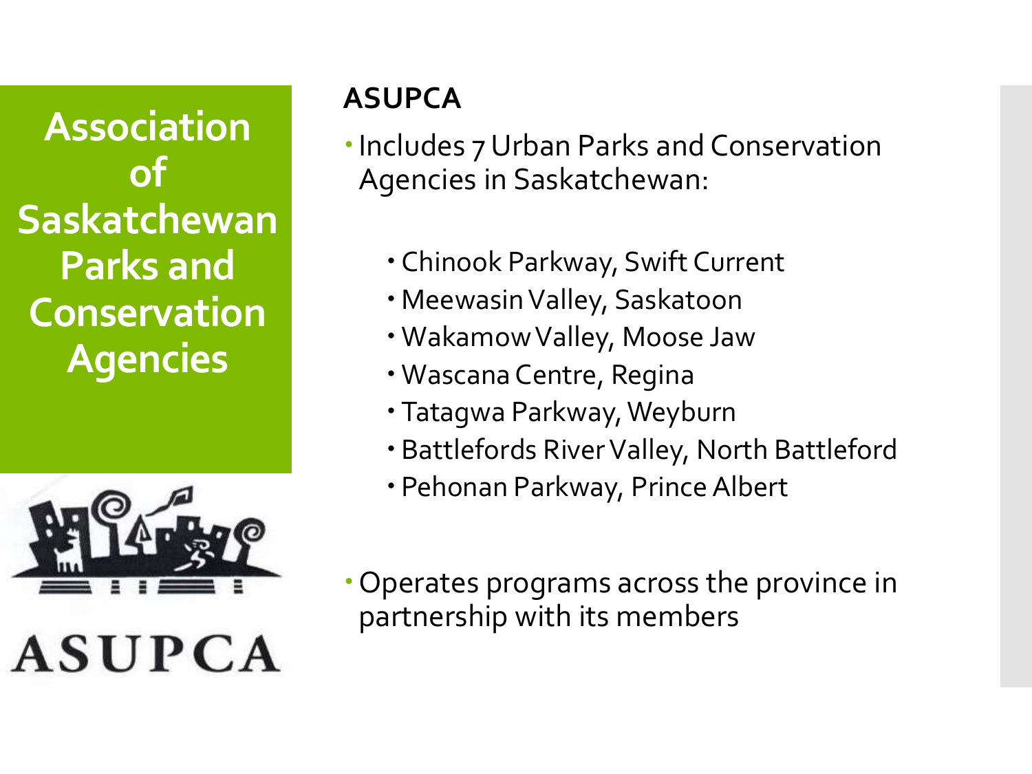# Association of Saskatchewan Parks and Conservation Agencies

ASUPCA

## ASUPCA

- Includes 7 Urban Parks and Conservation Agencies in Saskatchewan:
  - Chinook Parkway, Swift Current
  - Meewasin Valley, Saskatoon
  - Wakamow Valley, Moose Jaw
  - Wascana Centre, Regina
  - Tatagwa Parkway, Weyburn
  - Battlefords River Valley, North Battleford
  - Pehonan Parkway, Prince Albert
- Operates programs across the province in partnership with its members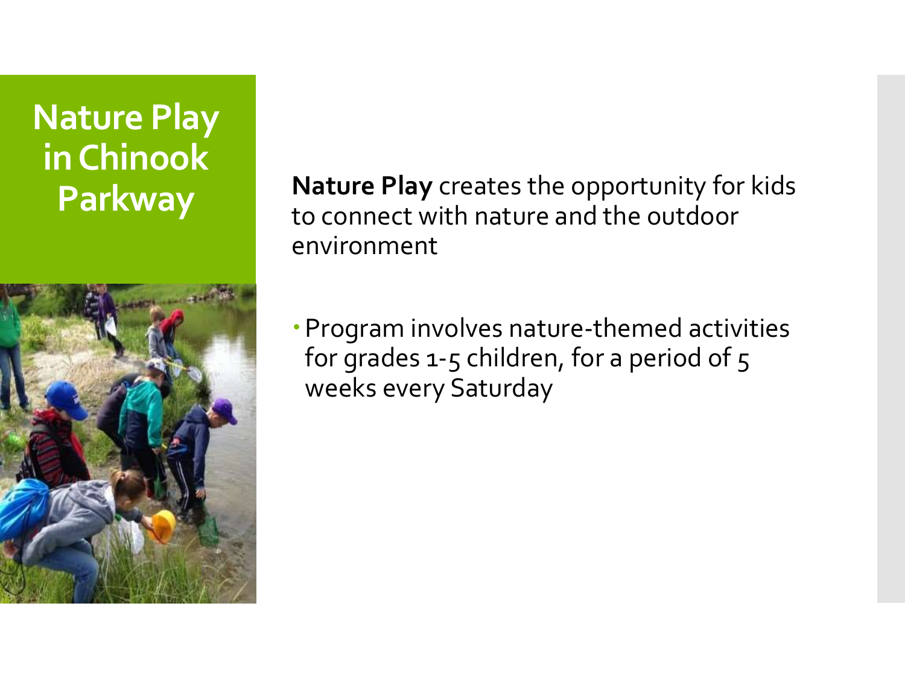# Nature Play in Chinook Parkway

**Nature Play** creates the opportunity for kids to connect with nature and the outdoor environment

- Program involves nature-themed activities for grades 1-5 children, for a period of 5 weeks every Saturday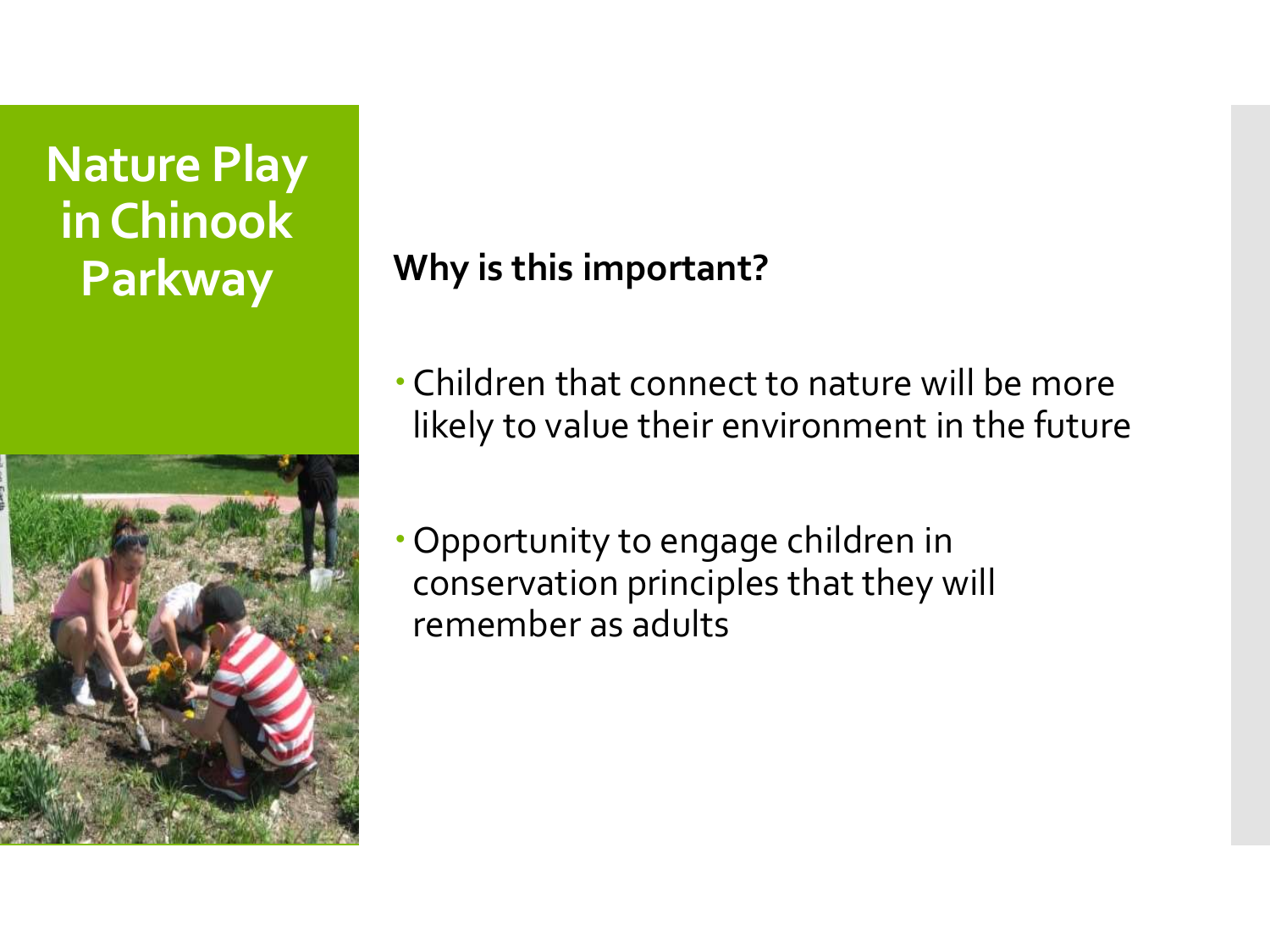# Nature Play in Chinook Parkway

**Why is this important?**

- Children that connect to nature will be more likely to value their environment in the future
- Opportunity to engage children in conservation principles that they will remember as adults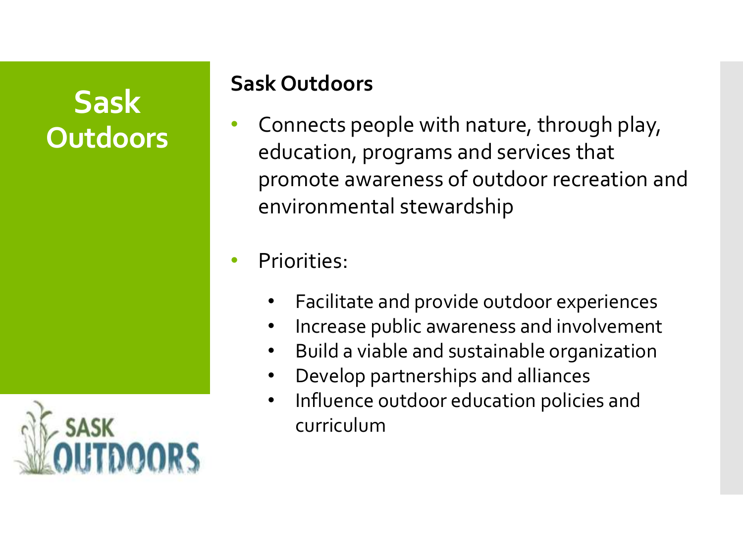# Sask Outdoors

## Sask Outdoors

- Connects people with nature, through play, education, programs and services that promote awareness of outdoor recreation and environmental stewardship
- Priorities:
  - Facilitate and provide outdoor experiences
  - Increase public awareness and involvement
  - Build a viable and sustainable organization
  - Develop partnerships and alliances
  - Influence outdoor education policies and curriculum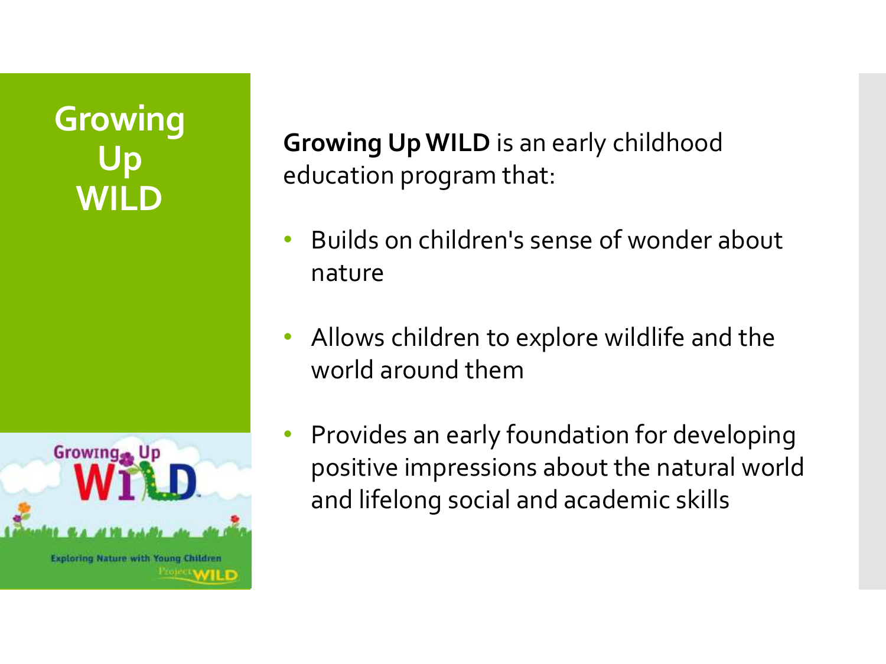# Growing Up WILD

**Growing Up WILD** is an early childhood education program that:

- Builds on children's sense of wonder about nature
- Allows children to explore wildlife and the world around them
- Provides an early foundation for developing positive impressions about the natural world and lifelong social and academic skills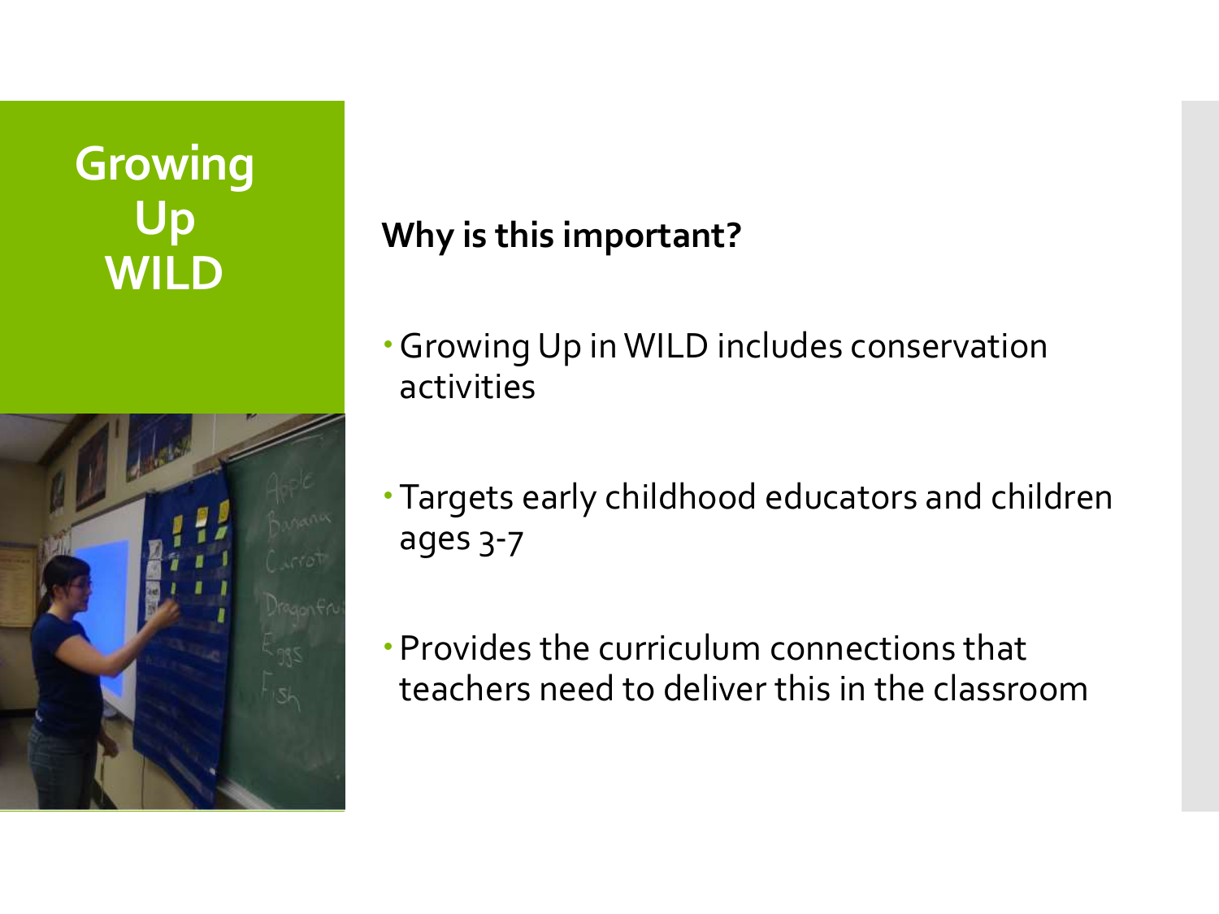# Growing Up WILD

**Why is this important?**

- Growing Up in WILD includes conservation activities
- Targets early childhood educators and children ages 3-7
- Provides the curriculum connections that teachers need to deliver this in the classroom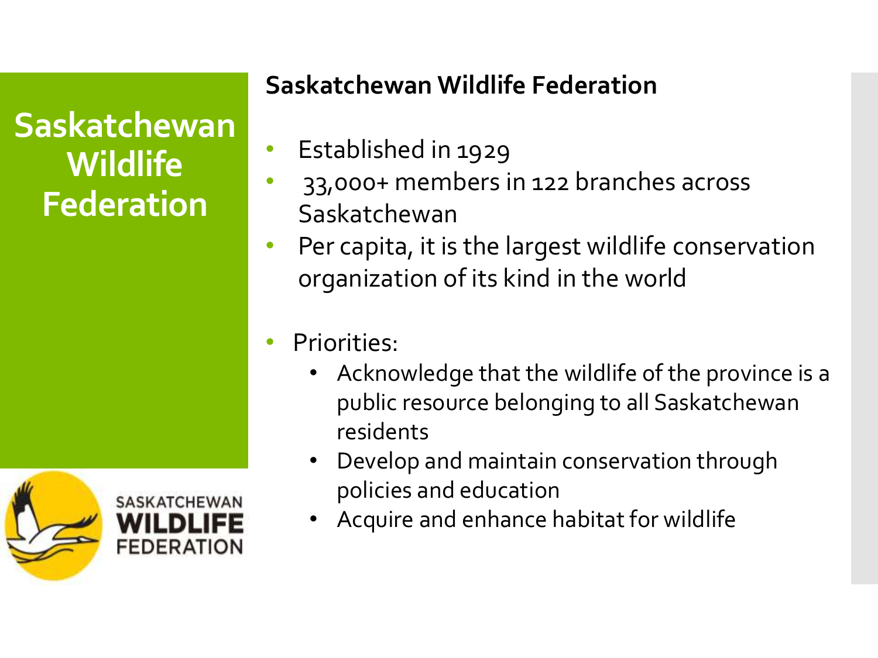# Saskatchewan Wildlife Federation

## Saskatchewan Wildlife Federation

- Established in 1929
- 33,000+ members in 122 branches across Saskatchewan
- Per capita, it is the largest wildlife conservation organization of its kind in the world

- Priorities:
  - Acknowledge that the wildlife of the province is a public resource belonging to all Saskatchewan residents
  - Develop and maintain conservation through policies and education
  - Acquire and enhance habitat for wildlife

SASKATCHEWAN WILDLIFE FEDERATION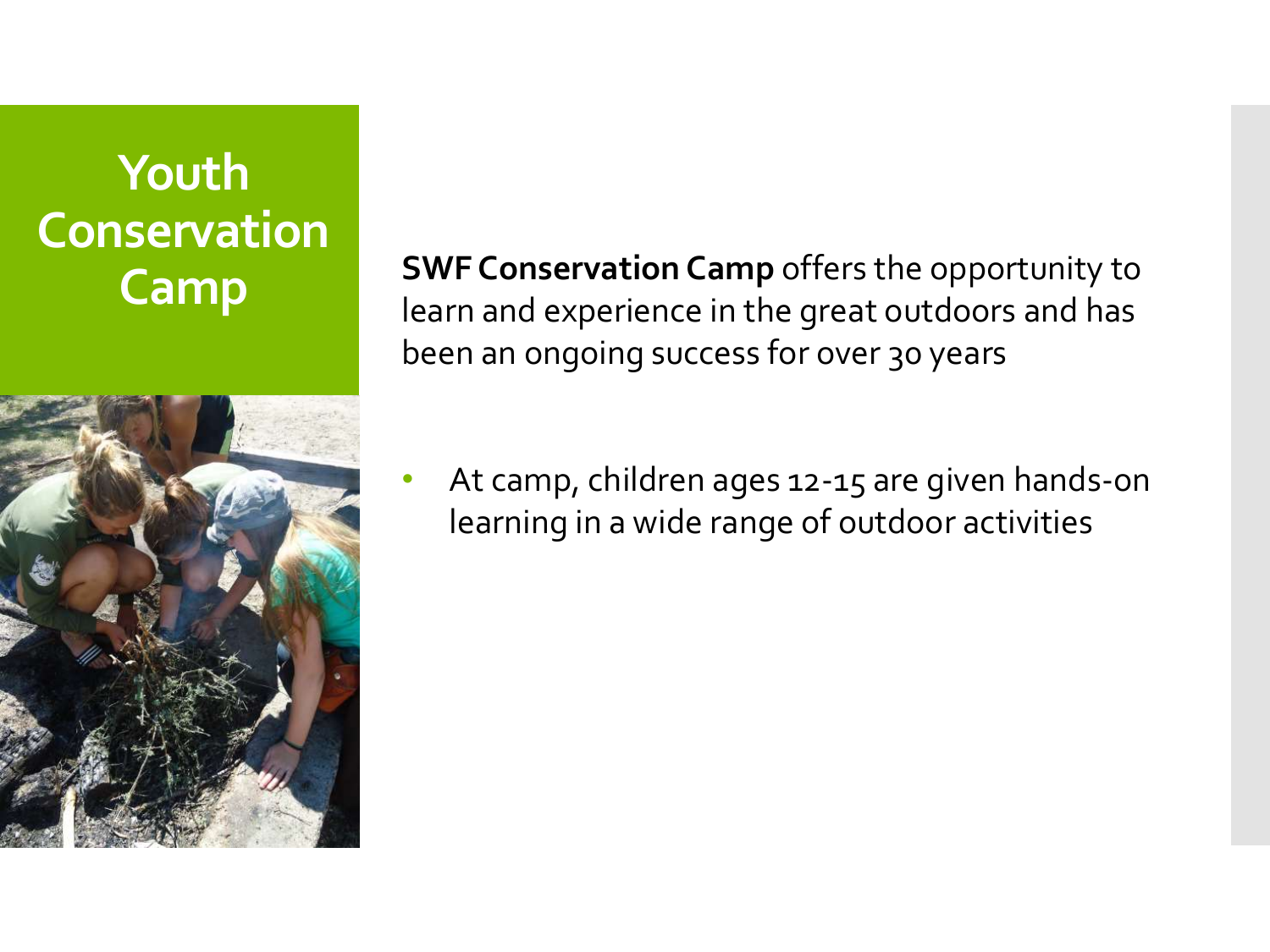# Youth Conservation Camp

**SWF Conservation Camp** offers the opportunity to learn and experience in the great outdoors and has been an ongoing success for over 30 years

- At camp, children ages 12-15 are given hands-on learning in a wide range of outdoor activities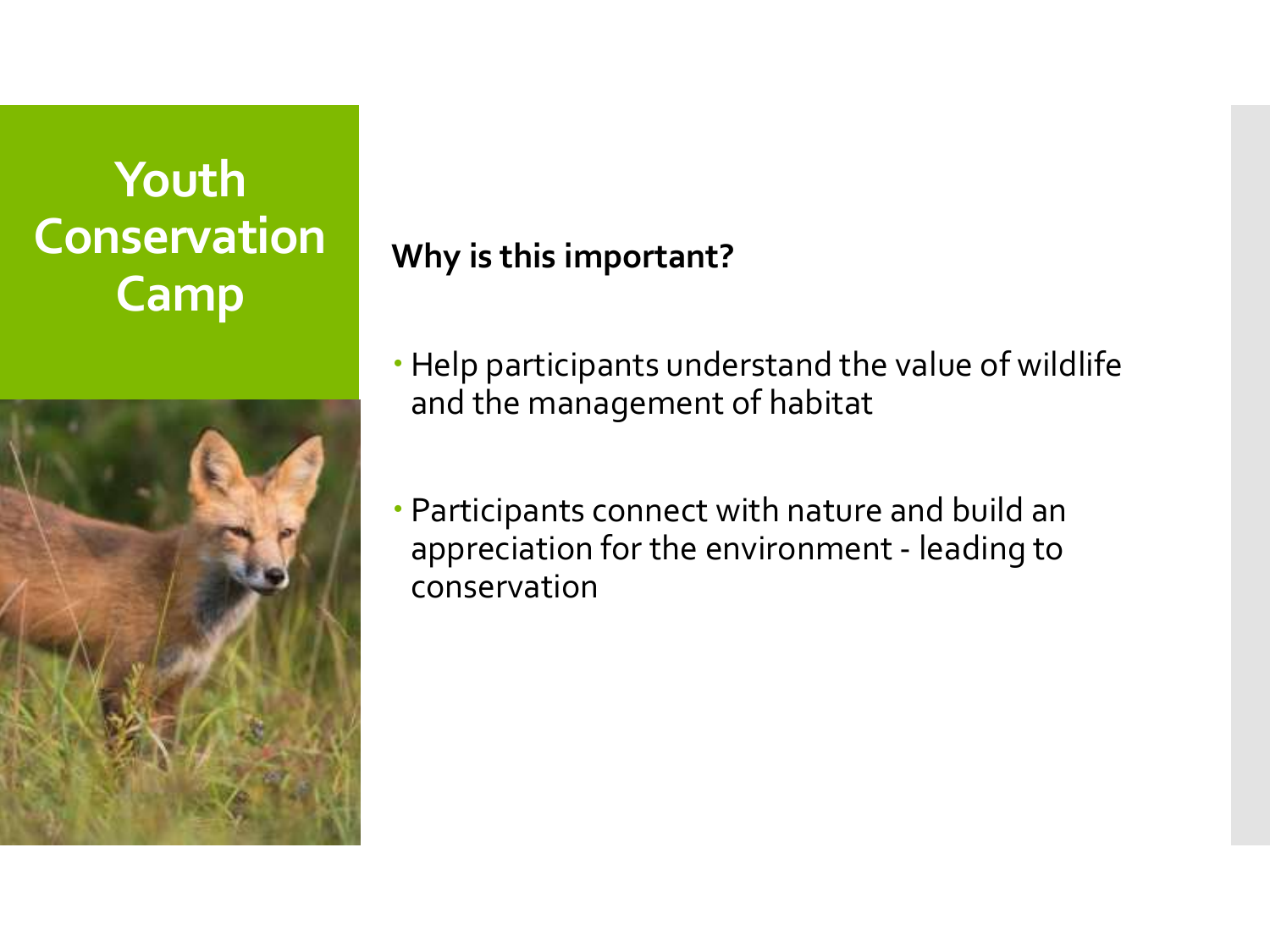# Youth Conservation Camp

**Why is this important?**

- Help participants understand the value of wildlife and the management of habitat
- Participants connect with nature and build an appreciation for the environment - leading to conservation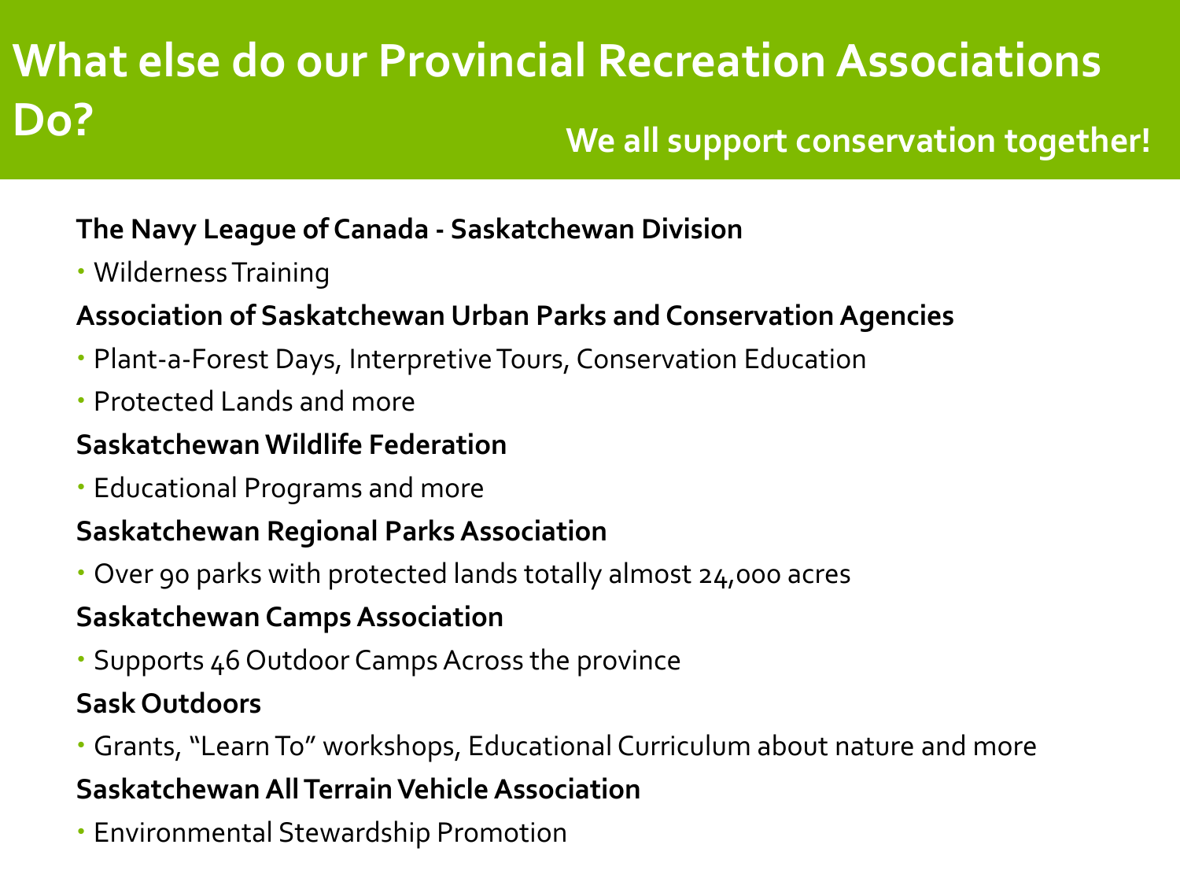# What else do our Provincial Recreation Associations Do?

**We all support conservation together!**

**The Navy League of Canada - Saskatchewan Division**

- Wilderness Training

**Association of Saskatchewan Urban Parks and Conservation Agencies**

- Plant-a-Forest Days, Interpretive Tours, Conservation Education
- Protected Lands and more

**Saskatchewan Wildlife Federation**

- Educational Programs and more

**Saskatchewan Regional Parks Association**

- Over 90 parks with protected lands totally almost 24,000 acres

**Saskatchewan Camps Association**

- Supports 46 Outdoor Camps Across the province

**Sask Outdoors**

- Grants, "Learn To" workshops, Educational Curriculum about nature and more

**Saskatchewan All Terrain Vehicle Association**

- Environmental Stewardship Promotion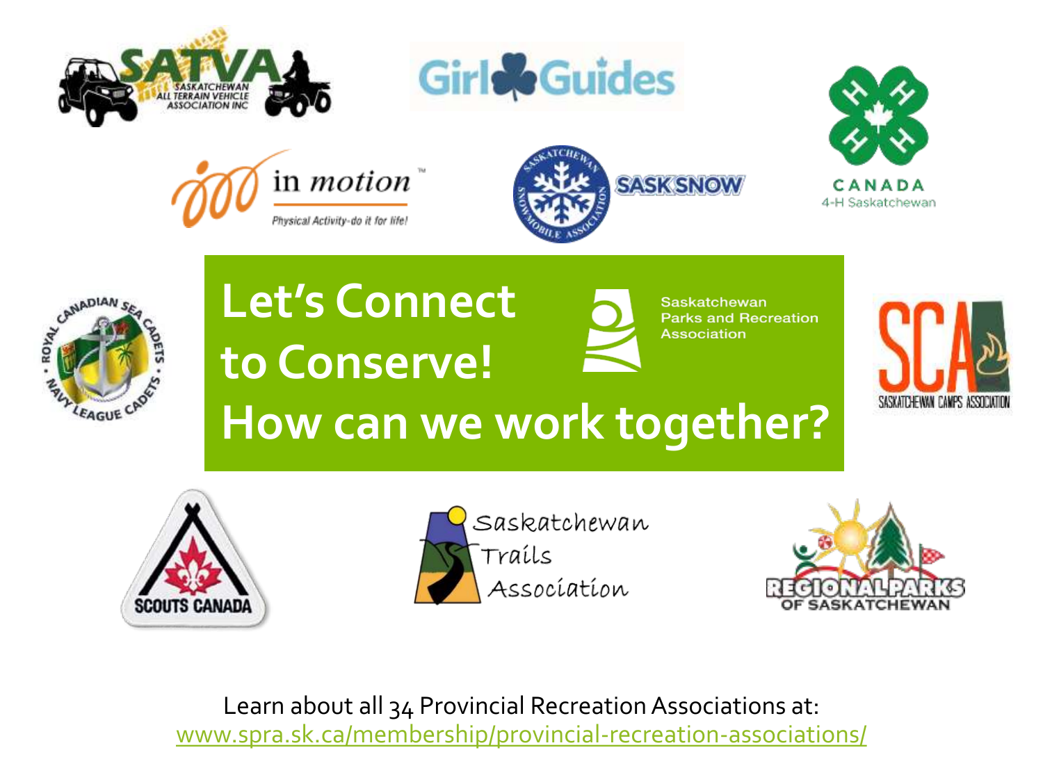# Let's Connect to Conserve!

# How can we work together?

Saskatchewan Parks and Recreation Association

SATVA Saskatchewan All Terrain Vehicle Association Inc

Girl Guides

Canada 4-H Saskatchewan

in motion – Physical Activity-do it for life!

Saskatchewan Snowmobile Association – SASK SNOW

Royal Canadian Sea Cadets • Navy League Cadets

SCA Saskatchewan Camps Association

Scouts Canada

Saskatchewan Trails Association

Regional Parks of Saskatchewan

Learn about all 34 Provincial Recreation Associations at:
www.spra.sk.ca/membership/provincial-recreation-associations/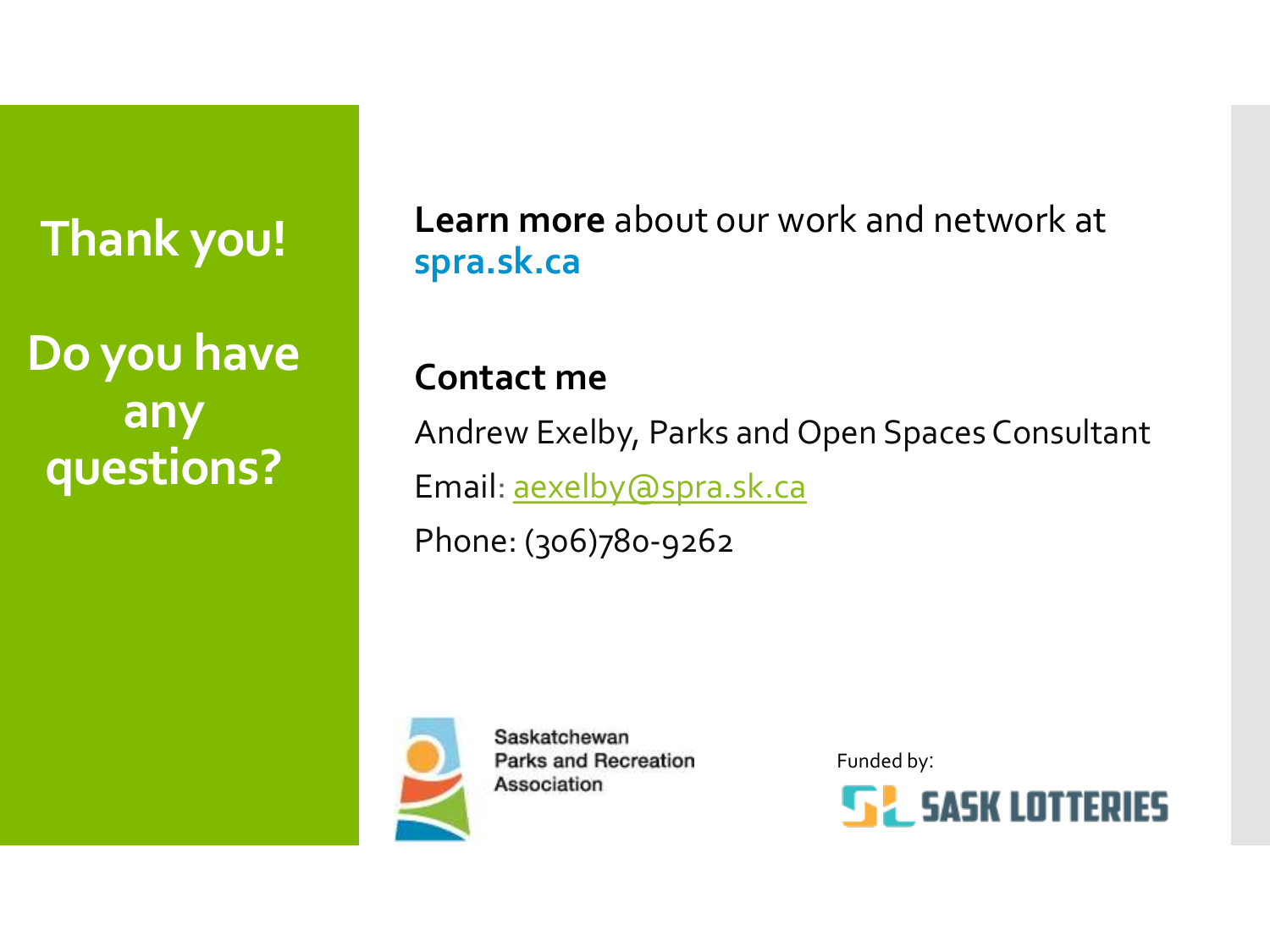# Thank you!

# Do you have any questions?

**Learn more** about our work and network at **spra.sk.ca**

**Contact me**

Andrew Exelby, Parks and Open Spaces Consultant

Email: aexelby@spra.sk.ca

Phone: (306)780-9262

Saskatchewan Parks and Recreation Association

Funded by: SASK LOTTERIES